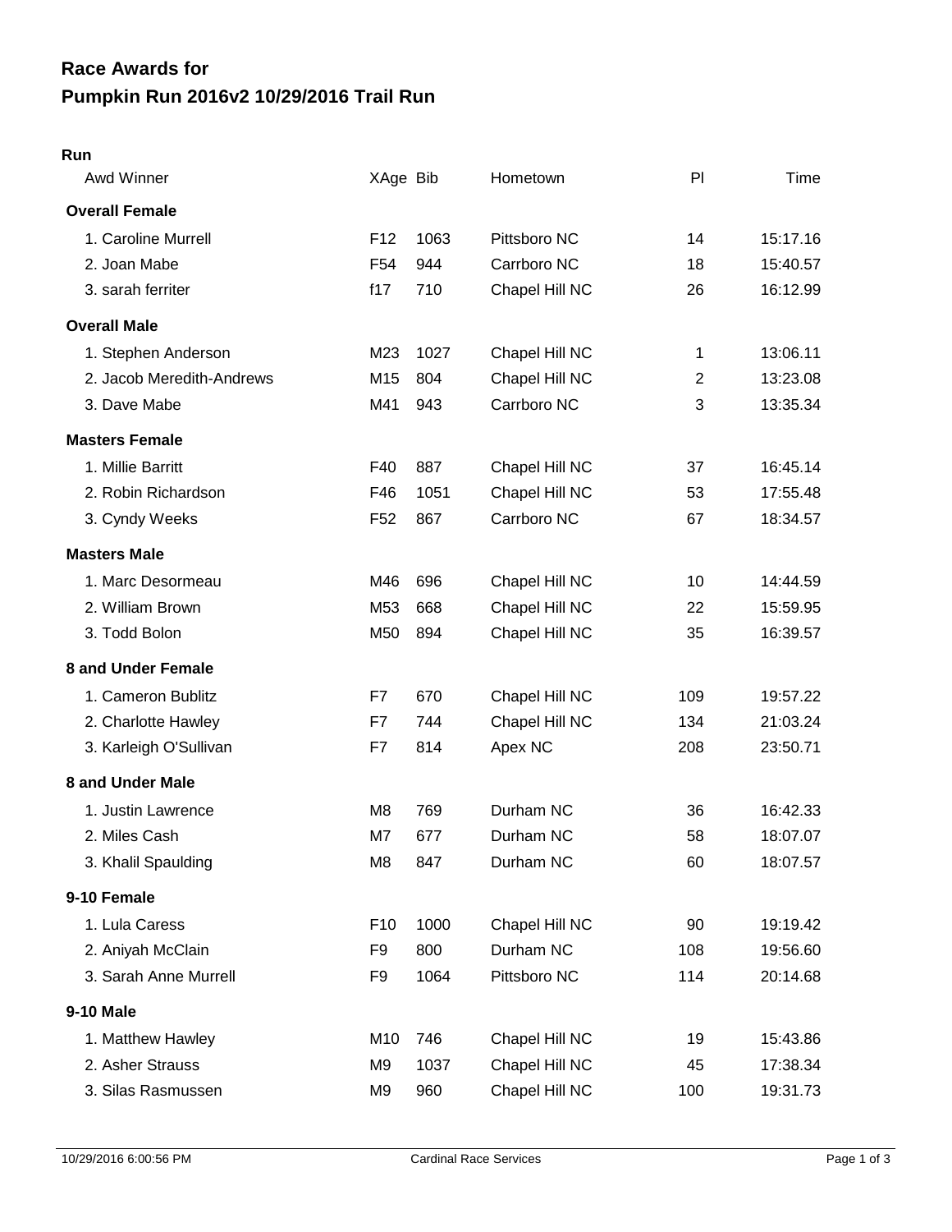# Race Awards for
# Pumpkin Run 2016v2 10/29/2016 Trail Run

**Run**

| Awd Winner | XAge | Bib | Hometown | Pl | Time |
|---|---|---|---|---|---|
| **Overall Female** | | | | | |
| 1. Caroline Murrell | F12 | 1063 | Pittsboro NC | 14 | 15:17.16 |
| 2. Joan Mabe | F54 | 944 | Carrboro NC | 18 | 15:40.57 |
| 3. sarah ferriter | f17 | 710 | Chapel Hill NC | 26 | 16:12.99 |
| **Overall Male** | | | | | |
| 1. Stephen Anderson | M23 | 1027 | Chapel Hill NC | 1 | 13:06.11 |
| 2. Jacob Meredith-Andrews | M15 | 804 | Chapel Hill NC | 2 | 13:23.08 |
| 3. Dave Mabe | M41 | 943 | Carrboro NC | 3 | 13:35.34 |
| **Masters Female** | | | | | |
| 1. Millie Barritt | F40 | 887 | Chapel Hill NC | 37 | 16:45.14 |
| 2. Robin Richardson | F46 | 1051 | Chapel Hill NC | 53 | 17:55.48 |
| 3. Cyndy Weeks | F52 | 867 | Carrboro NC | 67 | 18:34.57 |
| **Masters Male** | | | | | |
| 1. Marc Desormeau | M46 | 696 | Chapel Hill NC | 10 | 14:44.59 |
| 2. William Brown | M53 | 668 | Chapel Hill NC | 22 | 15:59.95 |
| 3. Todd Bolon | M50 | 894 | Chapel Hill NC | 35 | 16:39.57 |
| **8 and Under Female** | | | | | |
| 1. Cameron Bublitz | F7 | 670 | Chapel Hill NC | 109 | 19:57.22 |
| 2. Charlotte Hawley | F7 | 744 | Chapel Hill NC | 134 | 21:03.24 |
| 3. Karleigh O'Sullivan | F7 | 814 | Apex NC | 208 | 23:50.71 |
| **8 and Under Male** | | | | | |
| 1. Justin Lawrence | M8 | 769 | Durham NC | 36 | 16:42.33 |
| 2. Miles Cash | M7 | 677 | Durham NC | 58 | 18:07.07 |
| 3. Khalil Spaulding | M8 | 847 | Durham NC | 60 | 18:07.57 |
| **9-10 Female** | | | | | |
| 1. Lula Caress | F10 | 1000 | Chapel Hill NC | 90 | 19:19.42 |
| 2. Aniyah McClain | F9 | 800 | Durham NC | 108 | 19:56.60 |
| 3. Sarah Anne Murrell | F9 | 1064 | Pittsboro NC | 114 | 20:14.68 |
| **9-10 Male** | | | | | |
| 1. Matthew Hawley | M10 | 746 | Chapel Hill NC | 19 | 15:43.86 |
| 2. Asher Strauss | M9 | 1037 | Chapel Hill NC | 45 | 17:38.34 |
| 3. Silas Rasmussen | M9 | 960 | Chapel Hill NC | 100 | 19:31.73 |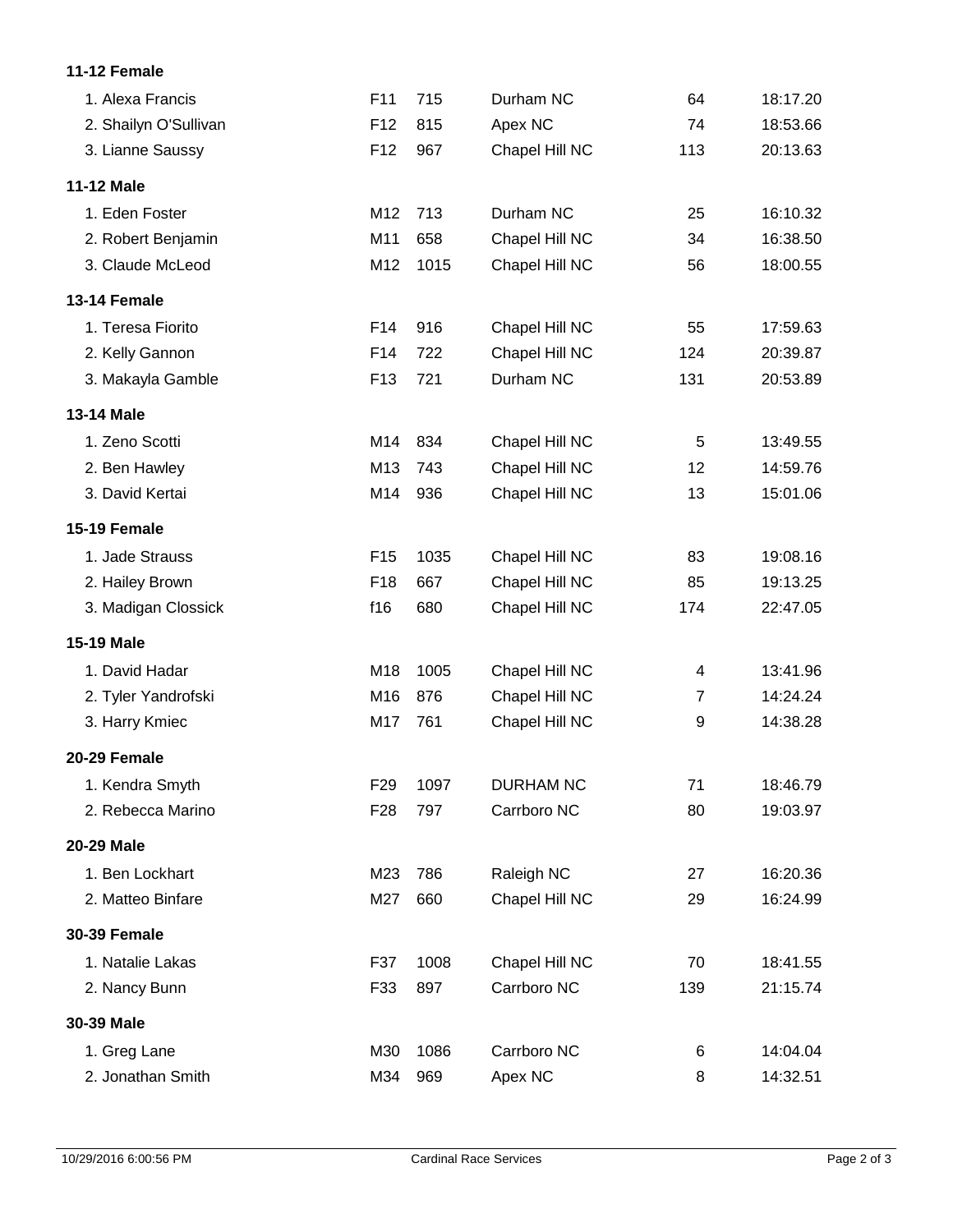**11-12 Female**

| | | | | | |
|---|---|---|---|---|---|
| 1. Alexa Francis | F11 | 715 | Durham NC | 64 | 18:17.20 |
| 2. Shailyn O'Sullivan | F12 | 815 | Apex NC | 74 | 18:53.66 |
| 3. Lianne Saussy | F12 | 967 | Chapel Hill NC | 113 | 20:13.63 |

**11-12 Male**

| | | | | | |
|---|---|---|---|---|---|
| 1. Eden Foster | M12 | 713 | Durham NC | 25 | 16:10.32 |
| 2. Robert Benjamin | M11 | 658 | Chapel Hill NC | 34 | 16:38.50 |
| 3. Claude McLeod | M12 | 1015 | Chapel Hill NC | 56 | 18:00.55 |

**13-14 Female**

| | | | | | |
|---|---|---|---|---|---|
| 1. Teresa Fiorito | F14 | 916 | Chapel Hill NC | 55 | 17:59.63 |
| 2. Kelly Gannon | F14 | 722 | Chapel Hill NC | 124 | 20:39.87 |
| 3. Makayla Gamble | F13 | 721 | Durham NC | 131 | 20:53.89 |

**13-14 Male**

| | | | | | |
|---|---|---|---|---|---|
| 1. Zeno Scotti | M14 | 834 | Chapel Hill NC | 5 | 13:49.55 |
| 2. Ben Hawley | M13 | 743 | Chapel Hill NC | 12 | 14:59.76 |
| 3. David Kertai | M14 | 936 | Chapel Hill NC | 13 | 15:01.06 |

**15-19 Female**

| | | | | | |
|---|---|---|---|---|---|
| 1. Jade Strauss | F15 | 1035 | Chapel Hill NC | 83 | 19:08.16 |
| 2. Hailey Brown | F18 | 667 | Chapel Hill NC | 85 | 19:13.25 |
| 3. Madigan Clossick | f16 | 680 | Chapel Hill NC | 174 | 22:47.05 |

**15-19 Male**

| | | | | | |
|---|---|---|---|---|---|
| 1. David Hadar | M18 | 1005 | Chapel Hill NC | 4 | 13:41.96 |
| 2. Tyler Yandrofski | M16 | 876 | Chapel Hill NC | 7 | 14:24.24 |
| 3. Harry Kmiec | M17 | 761 | Chapel Hill NC | 9 | 14:38.28 |

**20-29 Female**

| | | | | | |
|---|---|---|---|---|---|
| 1. Kendra Smyth | F29 | 1097 | DURHAM NC | 71 | 18:46.79 |
| 2. Rebecca Marino | F28 | 797 | Carrboro NC | 80 | 19:03.97 |

**20-29 Male**

| | | | | | |
|---|---|---|---|---|---|
| 1. Ben Lockhart | M23 | 786 | Raleigh NC | 27 | 16:20.36 |
| 2. Matteo Binfare | M27 | 660 | Chapel Hill NC | 29 | 16:24.99 |

**30-39 Female**

| | | | | | |
|---|---|---|---|---|---|
| 1. Natalie Lakas | F37 | 1008 | Chapel Hill NC | 70 | 18:41.55 |
| 2. Nancy Bunn | F33 | 897 | Carrboro NC | 139 | 21:15.74 |

**30-39 Male**

| | | | | | |
|---|---|---|---|---|---|
| 1. Greg Lane | M30 | 1086 | Carrboro NC | 6 | 14:04.04 |
| 2. Jonathan Smith | M34 | 969 | Apex NC | 8 | 14:32.51 |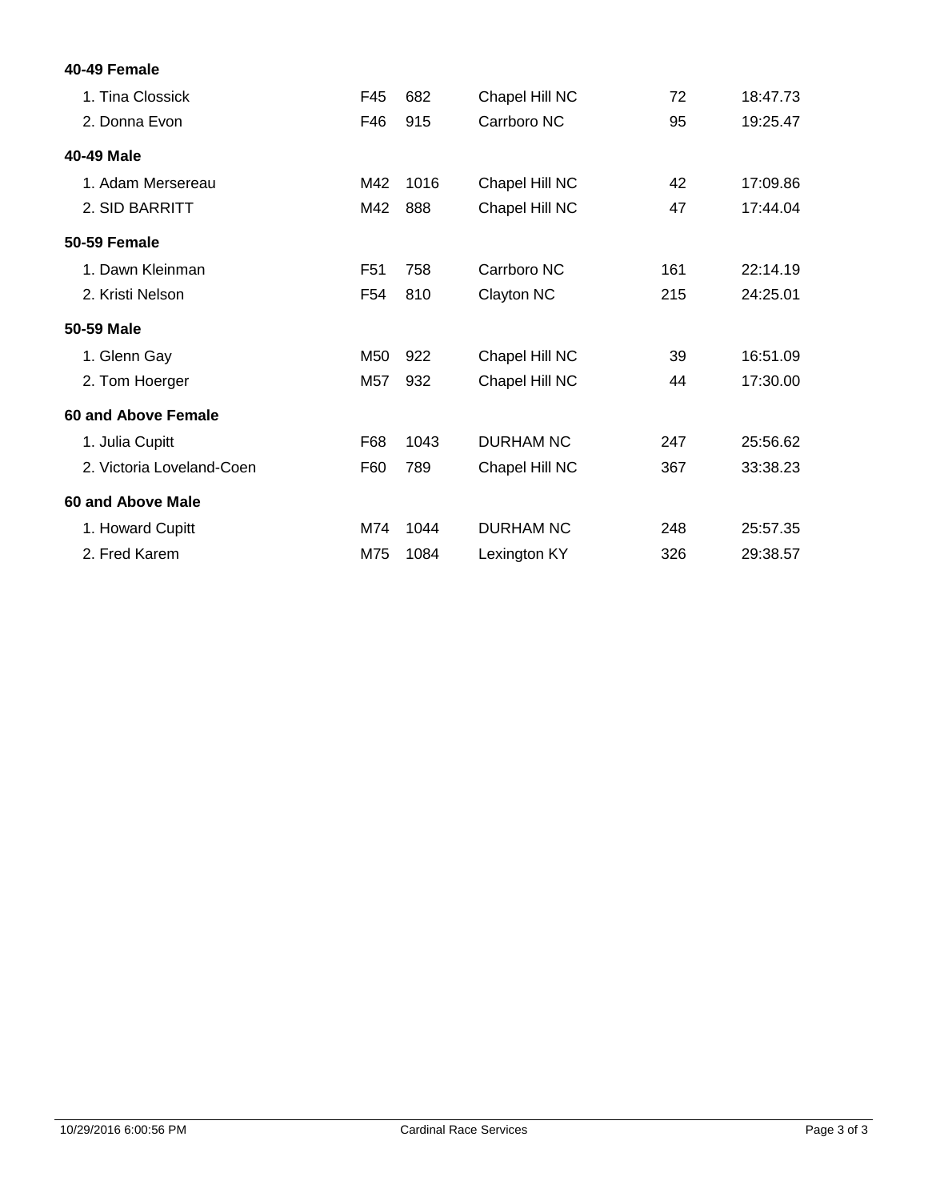**40-49 Female**

| | | | | | |
|---|---|---|---|---|---|
| 1. Tina Clossick | F45 | 682 | Chapel Hill NC | 72 | 18:47.73 |
| 2. Donna Evon | F46 | 915 | Carrboro NC | 95 | 19:25.47 |

**40-49 Male**

| | | | | | |
|---|---|---|---|---|---|
| 1. Adam Mersereau | M42 | 1016 | Chapel Hill NC | 42 | 17:09.86 |
| 2. SID BARRITT | M42 | 888 | Chapel Hill NC | 47 | 17:44.04 |

**50-59 Female**

| | | | | | |
|---|---|---|---|---|---|
| 1. Dawn Kleinman | F51 | 758 | Carrboro NC | 161 | 22:14.19 |
| 2. Kristi Nelson | F54 | 810 | Clayton NC | 215 | 24:25.01 |

**50-59 Male**

| | | | | | |
|---|---|---|---|---|---|
| 1. Glenn Gay | M50 | 922 | Chapel Hill NC | 39 | 16:51.09 |
| 2. Tom Hoerger | M57 | 932 | Chapel Hill NC | 44 | 17:30.00 |

**60 and Above Female**

| | | | | | |
|---|---|---|---|---|---|
| 1. Julia Cupitt | F68 | 1043 | DURHAM NC | 247 | 25:56.62 |
| 2. Victoria Loveland-Coen | F60 | 789 | Chapel Hill NC | 367 | 33:38.23 |

**60 and Above Male**

| | | | | | |
|---|---|---|---|---|---|
| 1. Howard Cupitt | M74 | 1044 | DURHAM NC | 248 | 25:57.35 |
| 2. Fred Karem | M75 | 1084 | Lexington KY | 326 | 29:38.57 |